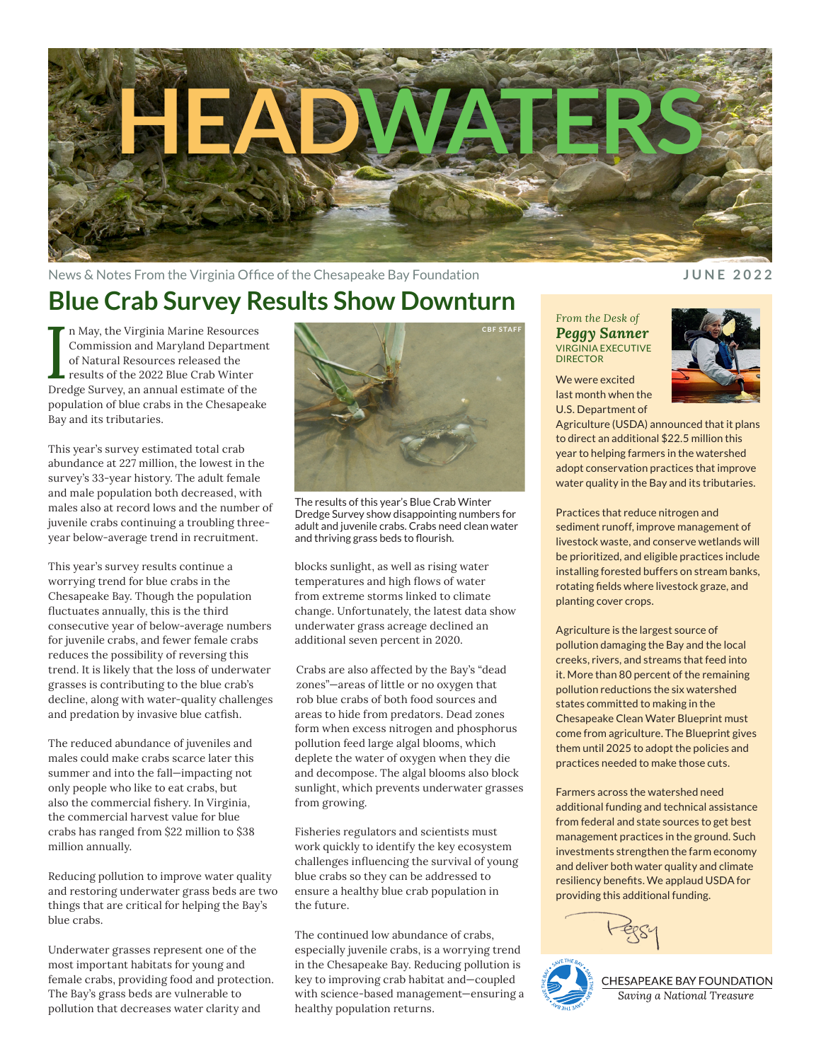# HEADWATERS

News & Notes From the Virginia Office of the Chesapeake Bay Foundation

JUNE 2022

## Blue Crab Survey Results Show Downturn

In May, the Virginia Marine Resources Commission and Maryland Department of Natural Resources released the results of the 2022 Blue Crab Winter Dredge Survey, an annual estimate of the population of blue crabs in the Chesapeake Bay and its tributaries.

This year's survey estimated total crab abundance at 227 million, the lowest in the survey's 33-year history. The adult female and male population both decreased, with males also at record lows and the number of juvenile crabs continuing a troubling three-year below-average trend in recruitment.

This year's survey results continue a worrying trend for blue crabs in the Chesapeake Bay. Though the population fluctuates annually, this is the third consecutive year of below-average numbers for juvenile crabs, and fewer female crabs reduces the possibility of reversing this trend. It is likely that the loss of underwater grasses is contributing to the blue crab's decline, along with water-quality challenges and predation by invasive blue catfish.

The reduced abundance of juveniles and males could make crabs scarce later this summer and into the fall—impacting not only people who like to eat crabs, but also the commercial fishery. In Virginia, the commercial harvest value for blue crabs has ranged from $22 million to $38 million annually.

Reducing pollution to improve water quality and restoring underwater grass beds are two things that are critical for helping the Bay's blue crabs.

Underwater grasses represent one of the most important habitats for young and female crabs, providing food and protection. The Bay's grass beds are vulnerable to pollution that decreases water clarity and blocks sunlight, as well as rising water temperatures and high flows of water from extreme storms linked to climate change. Unfortunately, the latest data show underwater grass acreage declined an additional seven percent in 2020.

CBF STAFF

The results of this year's Blue Crab Winter Dredge Survey show disappointing numbers for adult and juvenile crabs. Crabs need clean water and thriving grass beds to flourish.

Crabs are also affected by the Bay's "dead zones"—areas of little or no oxygen that rob blue crabs of both food sources and areas to hide from predators. Dead zones form when excess nitrogen and phosphorus pollution feed large algal blooms, which deplete the water of oxygen when they die and decompose. The algal blooms also block sunlight, which prevents underwater grasses from growing.

Fisheries regulators and scientists must work quickly to identify the key ecosystem challenges influencing the survival of young blue crabs so they can be addressed to ensure a healthy blue crab population in the future.

The continued low abundance of crabs, especially juvenile crabs, is a worrying trend in the Chesapeake Bay. Reducing pollution is key to improving crab habitat and—coupled with science-based management—ensuring a healthy population returns.

---

*From the Desk of*
***Peggy Sanner***
VIRGINIA EXECUTIVE DIRECTOR

We were excited last month when the U.S. Department of Agriculture (USDA) announced that it plans to direct an additional $22.5 million this year to helping farmers in the watershed adopt conservation practices that improve water quality in the Bay and its tributaries.

Practices that reduce nitrogen and sediment runoff, improve management of livestock waste, and conserve wetlands will be prioritized, and eligible practices include installing forested buffers on stream banks, rotating fields where livestock graze, and planting cover crops.

Agriculture is the largest source of pollution damaging the Bay and the local creeks, rivers, and streams that feed into it. More than 80 percent of the remaining pollution reductions the six watershed states committed to making in the Chesapeake Clean Water Blueprint must come from agriculture. The Blueprint gives them until 2025 to adopt the policies and practices needed to make those cuts.

Farmers across the watershed need additional funding and technical assistance from federal and state sources to get best management practices in the ground. Such investments strengthen the farm economy and deliver both water quality and climate resiliency benefits. We applaud USDA for providing this additional funding.

Peggy

CHESAPEAKE BAY FOUNDATION
*Saving a National Treasure*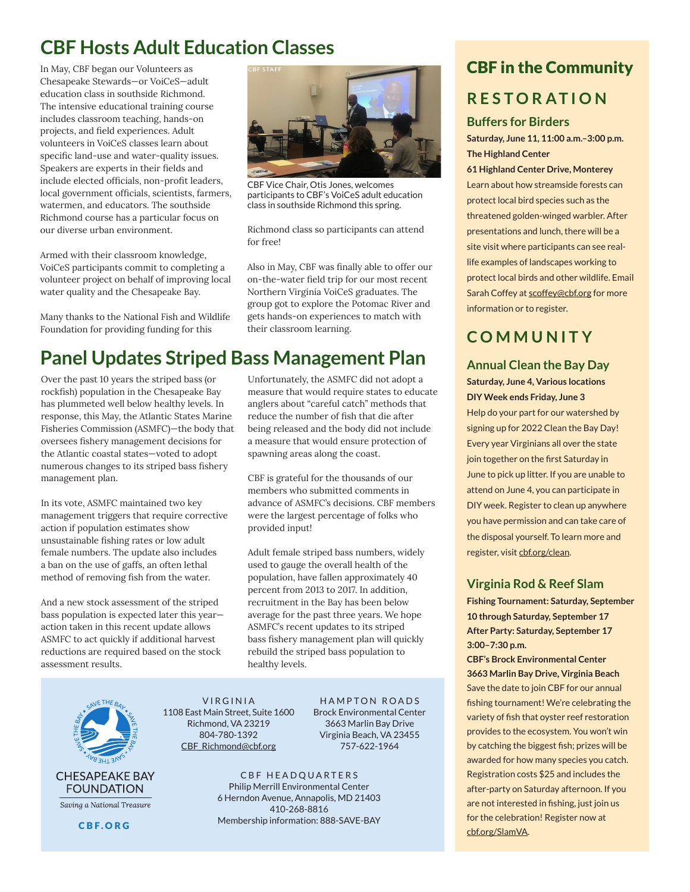# CBF Hosts Adult Education Classes

In May, CBF began our Volunteers as Chesapeake Stewards—or VoiCeS—adult education class in southside Richmond. The intensive educational training course includes classroom teaching, hands-on projects, and field experiences. Adult volunteers in VoiCeS classes learn about specific land-use and water-quality issues. Speakers are experts in their fields and include elected officials, non-profit leaders, local government officials, scientists, farmers, watermen, and educators. The southside Richmond course has a particular focus on our diverse urban environment.

Armed with their classroom knowledge, VoiCeS participants commit to completing a volunteer project on behalf of improving local water quality and the Chesapeake Bay.

Many thanks to the National Fish and Wildlife Foundation for providing funding for this Richmond class so participants can attend for free!

CBF STAFF

CBF Vice Chair, Otis Jones, welcomes participants to CBF's VoiCeS adult education class in southside Richmond this spring.

Also in May, CBF was finally able to offer our on-the-water field trip for our most recent Northern Virginia VoiCeS graduates. The group got to explore the Potomac River and gets hands-on experiences to match with their classroom learning.

# Panel Updates Striped Bass Management Plan

Over the past 10 years the striped bass (or rockfish) population in the Chesapeake Bay has plummeted well below healthy levels. In response, this May, the Atlantic States Marine Fisheries Commission (ASMFC)—the body that oversees fishery management decisions for the Atlantic coastal states—voted to adopt numerous changes to its striped bass fishery management plan.

In its vote, ASMFC maintained two key management triggers that require corrective action if population estimates show unsustainable fishing rates or low adult female numbers. The update also includes a ban on the use of gaffs, an often lethal method of removing fish from the water.

And a new stock assessment of the striped bass population is expected later this year—action taken in this recent update allows ASMFC to act quickly if additional harvest reductions are required based on the stock assessment results.

Unfortunately, the ASMFC did not adopt a measure that would require states to educate anglers about "careful catch" methods that reduce the number of fish that die after being released and the body did not include a measure that would ensure protection of spawning areas along the coast.

CBF is grateful for the thousands of our members who submitted comments in advance of ASMFC's decisions. CBF members were the largest percentage of folks who provided input!

Adult female striped bass numbers, widely used to gauge the overall health of the population, have fallen approximately 40 percent from 2013 to 2017. In addition, recruitment in the Bay has been below average for the past three years. We hope ASMFC's recent updates to its striped bass fishery management plan will quickly rebuild the striped bass population to healthy levels.

## CBF in the Community

### RESTORATION

#### Buffers for Birders

**Saturday, June 11, 11:00 a.m.–3:00 p.m.**
**The Highland Center**
**61 Highland Center Drive, Monterey**

Learn about how streamside forests can protect local bird species such as the threatened golden-winged warbler. After presentations and lunch, there will be a site visit where participants can see real-life examples of landscapes working to protect local birds and other wildlife. Email Sarah Coffey at scoffey@cbf.org for more information or to register.

### COMMUNITY

#### Annual Clean the Bay Day

**Saturday, June 4, Various locations**
**DIY Week ends Friday, June 3**

Help do your part for our watershed by signing up for 2022 Clean the Bay Day! Every year Virginians all over the state join together on the first Saturday in June to pick up litter. If you are unable to attend on June 4, you can participate in DIY week. Register to clean up anywhere you have permission and can take care of the disposal yourself. To learn more and register, visit cbf.org/clean.

#### Virginia Rod & Reef Slam

**Fishing Tournament: Saturday, September 10 through Saturday, September 17**
**After Party: Saturday, September 17 3:00–7:30 p.m.**
**CBF's Brock Environmental Center**
**3663 Marlin Bay Drive, Virginia Beach**

Save the date to join CBF for our annual fishing tournament! We're celebrating the variety of fish that oyster reef restoration provides to the ecosystem. You won't win by catching the biggest fish; prizes will be awarded for how many species you catch. Registration costs $25 and includes the after-party on Saturday afternoon. If you are not interested in fishing, just join us for the celebration! Register now at cbf.org/SlamVA.

---

CHESAPEAKE BAY FOUNDATION
*Saving a National Treasure*
CBF.ORG

VIRGINIA
1108 East Main Street, Suite 1600
Richmond, VA 23219
804-780-1392
CBF_Richmond@cbf.org

HAMPTON ROADS
Brock Environmental Center
3663 Marlin Bay Drive
Virginia Beach, VA 23455
757-622-1964

CBF HEADQUARTERS
Philip Merrill Environmental Center
6 Herndon Avenue, Annapolis, MD 21403
410-268-8816
Membership information: 888-SAVE-BAY